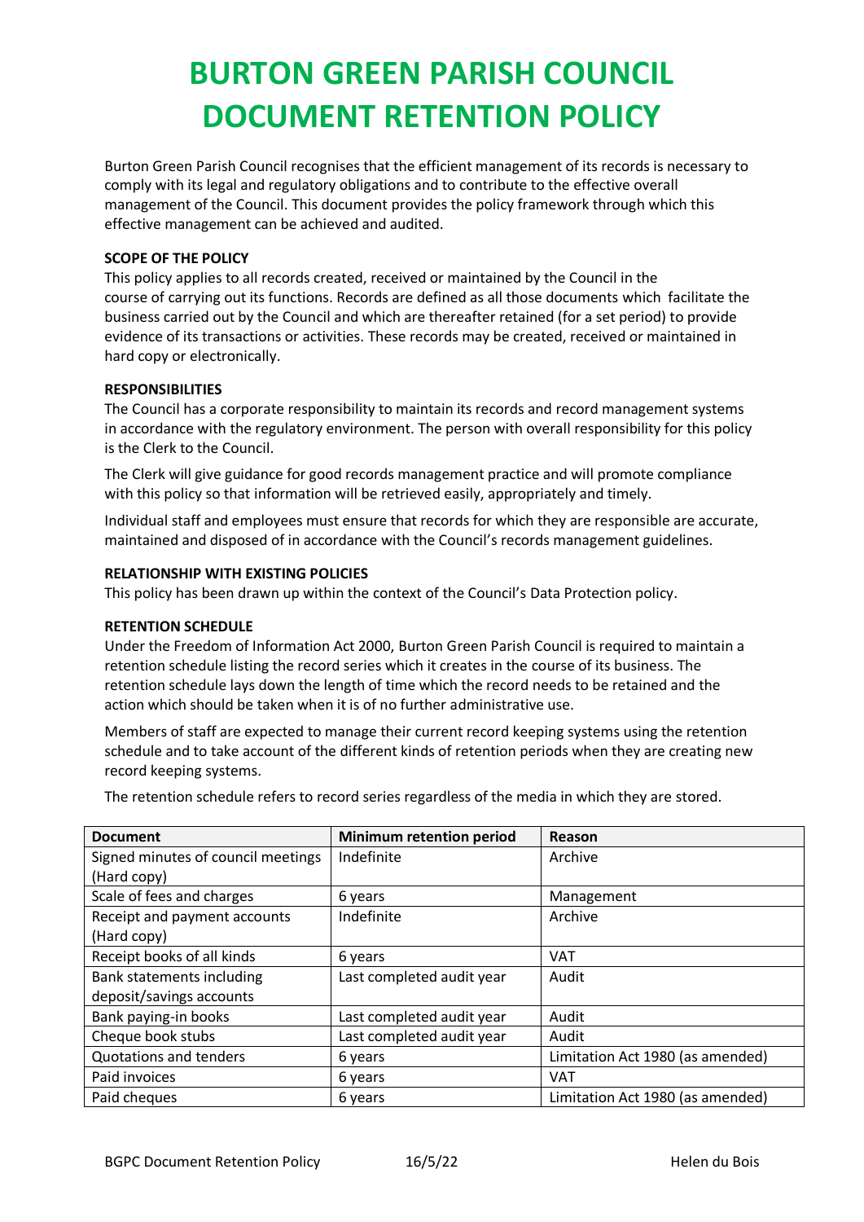# BURTON GREEN PARISH COUNCIL DOCUMENT RETENTION POLICY

Burton Green Parish Council recognises that the efficient management of its records is necessary to comply with its legal and regulatory obligations and to contribute to the effective overall management of the Council. This document provides the policy framework through which this effective management can be achieved and audited.

**SCOPE OF THE POLICY**

This policy applies to all records created, received or maintained by the Council in the course of carrying out its functions. Records are defined as all those documents which facilitate the business carried out by the Council and which are thereafter retained (for a set period) to provide evidence of its transactions or activities. These records may be created, received or maintained in hard copy or electronically.

**RESPONSIBILITIES**

The Council has a corporate responsibility to maintain its records and record management systems in accordance with the regulatory environment. The person with overall responsibility for this policy is the Clerk to the Council.

The Clerk will give guidance for good records management practice and will promote compliance with this policy so that information will be retrieved easily, appropriately and timely.

Individual staff and employees must ensure that records for which they are responsible are accurate, maintained and disposed of in accordance with the Council's records management guidelines.

**RELATIONSHIP WITH EXISTING POLICIES**

This policy has been drawn up within the context of the Council's Data Protection policy.

**RETENTION SCHEDULE**

Under the Freedom of Information Act 2000, Burton Green Parish Council is required to maintain a retention schedule listing the record series which it creates in the course of its business. The retention schedule lays down the length of time which the record needs to be retained and the action which should be taken when it is of no further administrative use.

Members of staff are expected to manage their current record keeping systems using the retention schedule and to take account of the different kinds of retention periods when they are creating new record keeping systems.

The retention schedule refers to record series regardless of the media in which they are stored.

| Document | Minimum retention period | Reason |
|---|---|---|
| Signed minutes of council meetings (Hard copy) | Indefinite | Archive |
| Scale of fees and charges | 6 years | Management |
| Receipt and payment accounts (Hard copy) | Indefinite | Archive |
| Receipt books of all kinds | 6 years | VAT |
| Bank statements including deposit/savings accounts | Last completed audit year | Audit |
| Bank paying-in books | Last completed audit year | Audit |
| Cheque book stubs | Last completed audit year | Audit |
| Quotations and tenders | 6 years | Limitation Act 1980 (as amended) |
| Paid invoices | 6 years | VAT |
| Paid cheques | 6 years | Limitation Act 1980 (as amended) |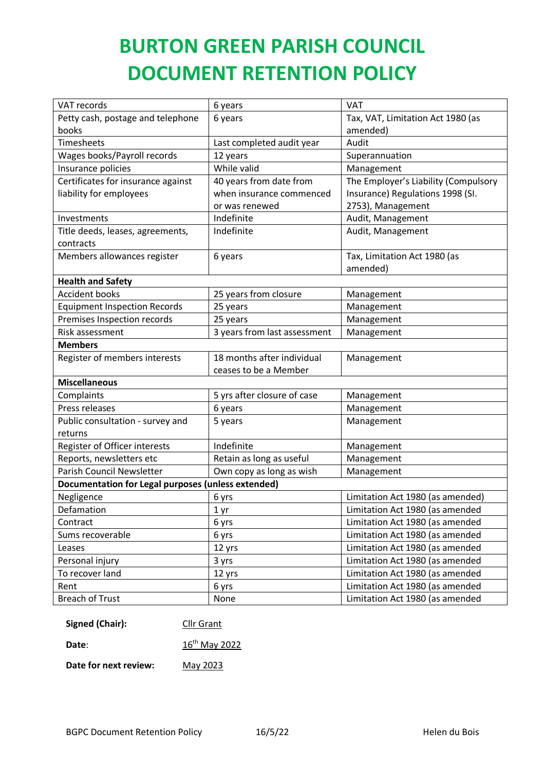# BURTON GREEN PARISH COUNCIL
# DOCUMENT RETENTION POLICY

| | | |
|---|---|---|
| VAT records | 6 years | VAT |
| Petty cash, postage and telephone books | 6 years | Tax, VAT, Limitation Act 1980 (as amended) |
| Timesheets | Last completed audit year | Audit |
| Wages books/Payroll records | 12 years | Superannuation |
| Insurance policies | While valid | Management |
| Certificates for insurance against liability for employees | 40 years from date from when insurance commenced or was renewed | The Employer's Liability (Compulsory Insurance) Regulations 1998 (SI. 2753), Management |
| Investments | Indefinite | Audit, Management |
| Title deeds, leases, agreements, contracts | Indefinite | Audit, Management |
| Members allowances register | 6 years | Tax, Limitation Act 1980 (as amended) |
| **Health and Safety** | | |
| Accident books | 25 years from closure | Management |
| Equipment Inspection Records | 25 years | Management |
| Premises Inspection records | 25 years | Management |
| Risk assessment | 3 years from last assessment | Management |
| **Members** | | |
| Register of members interests | 18 months after individual ceases to be a Member | Management |
| **Miscellaneous** | | |
| Complaints | 5 yrs after closure of case | Management |
| Press releases | 6 years | Management |
| Public consultation - survey and returns | 5 years | Management |
| Register of Officer interests | Indefinite | Management |
| Reports, newsletters etc | Retain as long as useful | Management |
| Parish Council Newsletter | Own copy as long as wish | Management |
| **Documentation for Legal purposes (unless extended)** | | |
| Negligence | 6 yrs | Limitation Act 1980 (as amended) |
| Defamation | 1 yr | Limitation Act 1980 (as amended |
| Contract | 6 yrs | Limitation Act 1980 (as amended |
| Sums recoverable | 6 yrs | Limitation Act 1980 (as amended |
| Leases | 12 yrs | Limitation Act 1980 (as amended |
| Personal injury | 3 yrs | Limitation Act 1980 (as amended |
| To recover land | 12 yrs | Limitation Act 1980 (as amended |
| Rent | 6 yrs | Limitation Act 1980 (as amended |
| Breach of Trust | None | Limitation Act 1980 (as amended |

**Signed (Chair):** Cllr Grant

**Date**: 16th May 2022

**Date for next review:** May 2023